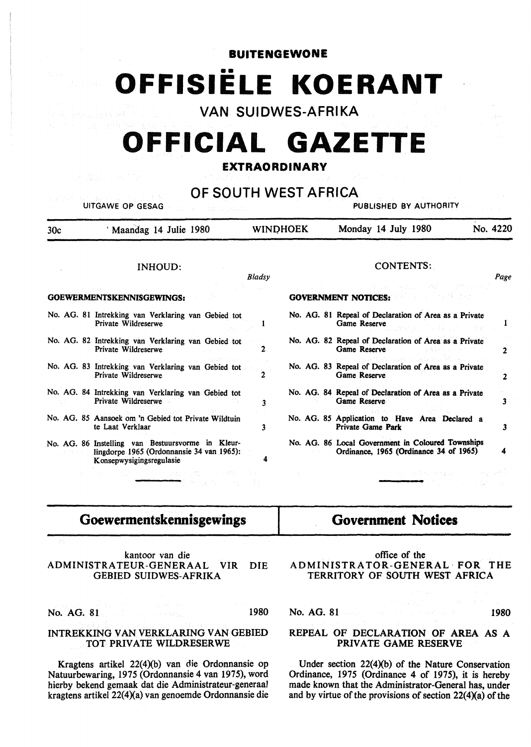**BUITENGEWONE**

# OFFISIËLE KOERANT

## VAN SUIDWES-AFRIKA

# OFFICIAL GAZETTE

**EXTRAORDINARY**

## OF SOUTH WEST AFRICA

UITGAWE OP GESAG — PUBLISHED BY AUTHORITY

30c — Maandag 14 Julie 1980 — WINDHOEK — Monday 14 July 1980 — No. 4220

INHOUD:

| | Bladsy |
|---|---|
| **GOEWERMENTSKENNISGEWINGS:** | |
| No. AG. 81 Intrekking van Verklaring van Gebied tot Private Wildreserwe | 1 |
| No. AG. 82 Intrekking van Verklaring van Gebied tot Private Wildreserwe | 2 |
| No. AG. 83 Intrekking van Verklaring van Gebied tot Private Wildreserwe | 2 |
| No. AG. 84 Intrekking van Verklaring van Gebied tot Private Wildreserwe | 3 |
| No. AG. 85 Aansoek om 'n Gebied tot Private Wildtuin te Laat Verklaar | 3 |
| No. AG. 86 Instelling van Bestuursvorme in Kleurlingdorpe 1965 (Ordonnansie 34 van 1965): Konsepwysigingsregulasie | 4 |

CONTENTS:

| | Page |
|---|---|
| **GOVERNMENT NOTICES:** | |
| No. AG. 81 Repeal of Declaration of Area as a Private Game Reserve | 1 |
| No. AG. 82 Repeal of Declaration of Area as a Private Game Reserve | 2 |
| No. AG. 83 Repeal of Declaration of Area as a Private Game Reserve | 2 |
| No. AG. 84 Repeal of Declaration of Area as a Private Game Reserve | 3 |
| No. AG. 85 Application to Have Area Declared a Private Game Park | 3 |
| No. AG. 86 Local Government in Coloured Townships Ordinance, 1965 (Ordinance 34 of 1965) | 4 |

## Goewermentskennisgewings

kantoor van die
ADMINISTRATEUR-GENERAAL VIR DIE GEBIED SUIDWES-AFRIKA

No. AG. 81 — 1980

### INTREKKING VAN VERKLARING VAN GEBIED TOT PRIVATE WILDRESERWE

Kragtens artikel 22(4)(b) van die Ordonnansie op Natuurbewaring, 1975 (Ordonnansie 4 van 1975), word hierby bekend gemaak dat die Administrateur-generaal kragtens artikel 22(4)(a) van genoemde Ordonnansie die

## Government Notices

office of the
ADMINISTRATOR-GENERAL FOR THE TERRITORY OF SOUTH WEST AFRICA

No. AG. 81 — 1980

### REPEAL OF DECLARATION OF AREA AS A PRIVATE GAME RESERVE

Under section 22(4)(b) of the Nature Conservation Ordinance, 1975 (Ordinance 4 of 1975), it is hereby made known that the Administrator-General has, under and by virtue of the provisions of section 22(4)(a) of the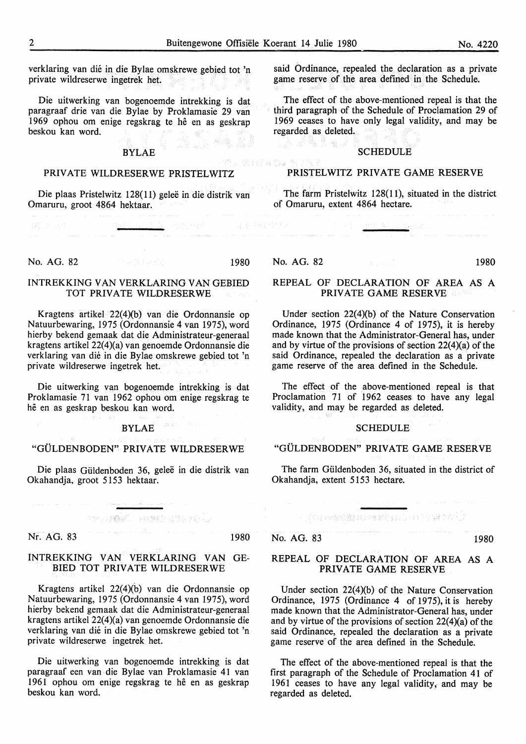verklaring van dié in die Bylae omskrewe gebied tot 'n private wildreserwe ingetrek het.

Die uitwerking van bogenoemde intrekking is dat paragraaf drie van die Bylae by Proklamasie 29 van 1969 ophou om enige regskrag te hê en as geskrap beskou kan word.

BYLAE

PRIVATE WILDRESERWE PRISTELWITZ

Die plaas Pristelwitz 128(11) geleë in die distrik van Omaruru, groot 4864 hektaar.

said Ordinance, repealed the declaration as a private game reserve of the area defined in the Schedule.

The effect of the above-mentioned repeal is that the third paragraph of the Schedule of Proclamation 29 of 1969 ceases to have only legal validity, and may be regarded as deleted.

SCHEDULE

PRISTELWITZ PRIVATE GAME RESERVE

The farm Pristelwitz 128(11), situated in the district of Omaruru, extent 4864 hectare.

---

No. AG. 82 1980

## INTREKKING VAN VERKLARING VAN GEBIED TOT PRIVATE WILDRESERWE

Kragtens artikel 22(4)(b) van die Ordonnansie op Natuurbewaring, 1975 (Ordonnansie 4 van 1975), word hierby bekend gemaak dat die Administrateur-generaal kragtens artikel 22(4)(a) van genoemde Ordonnansie die verklaring van dié in die Bylae omskrewe gebied tot 'n private wildreserwe ingetrek het.

Die uitwerking van bogenoemde intrekking is dat Proklamasie 71 van 1962 ophou om enige regskrag te hê en as geskrap beskou kan word.

BYLAE

"GÜLDENBODEN" PRIVATE WILDRESERWE

Die plaas Güldenboden 36, geleë in die distrik van Okahandja, groot 5153 hektaar.

No. AG. 82 1980

## REPEAL OF DECLARATION OF AREA AS A PRIVATE GAME RESERVE

Under section 22(4)(b) of the Nature Conservation Ordinance, 1975 (Ordinance 4 of 1975), it is hereby made known that the Administrator-General has, under and by virtue of the provisions of section 22(4)(a) of the said Ordinance, repealed the declaration as a private game reserve of the area defined in the Schedule.

The effect of the above-mentioned repeal is that Proclamation 71 of 1962 ceases to have any legal validity, and may be regarded as deleted.

SCHEDULE

"GÜLDENBODEN" PRIVATE GAME RESERVE

The farm Güldenboden 36, situated in the district of Okahandja, extent 5153 hectare.

---

Nr. AG. 83 1980

## INTREKKING VAN VERKLARING VAN GEBIED TOT PRIVATE WILDRESERWE

Kragtens artikel 22(4)(b) van die Ordonnansie op Natuurbewaring, 1975 (Ordonnansie 4 van 1975), word hierby bekend gemaak dat die Administrateur-generaal kragtens artikel 22(4)(a) van genoemde Ordonnansie die verklaring van dié in die Bylae omskrewe gebied tot 'n private wildreserwe ingetrek het.

Die uitwerking van bogenoemde intrekking is dat paragraaf een van die Bylae van Proklamasie 41 van 1961 ophou om enige regskrag te hê en as geskrap beskou kan word.

No. AG. 83 1980

## REPEAL OF DECLARATION OF AREA AS A PRIVATE GAME RESERVE

Under section 22(4)(b) of the Nature Conservation Ordinance, 1975 (Ordinance 4 of 1975), it is hereby made known that the Administrator-General has, under and by virtue of the provisions of section 22(4)(a) of the said Ordinance, repealed the declaration as a private game reserve of the area defined in the Schedule.

The effect of the above-mentioned repeal is that the first paragraph of the Schedule of Proclamation 41 of 1961 ceases to have any legal validity, and may be regarded as deleted.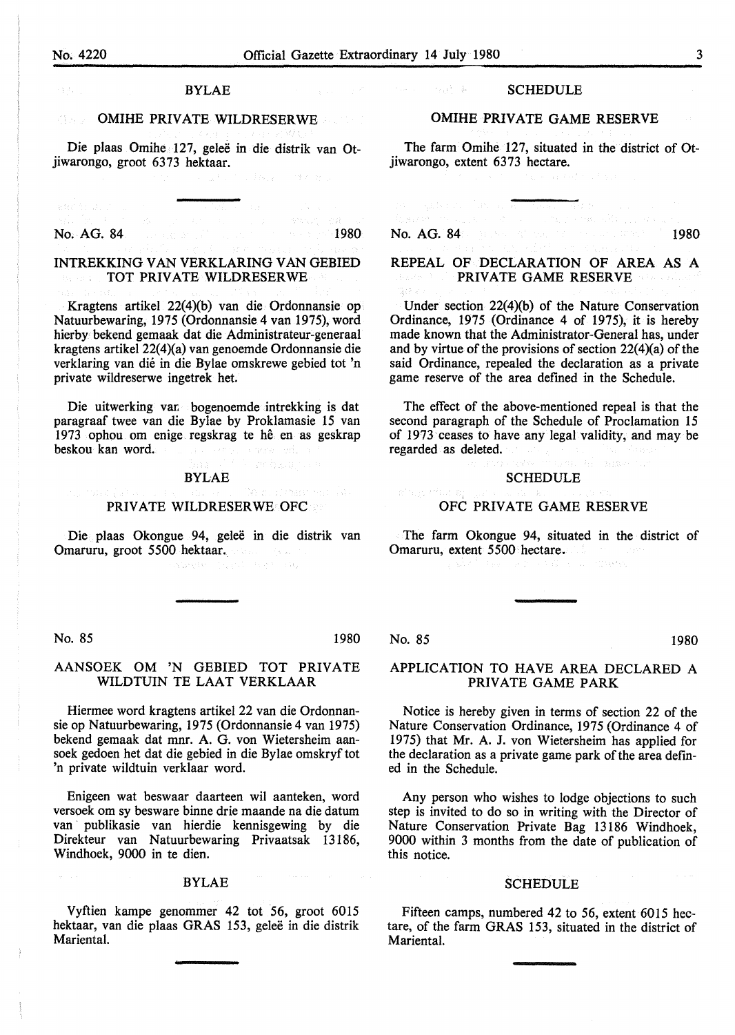## BYLAE

### OMIHE PRIVATE WILDRESERWE

Die plaas Omihe 127, geleë in die distrik van Otjiwarongo, groot 6373 hektaar.

No. AG. 84 1980

### INTREKKING VAN VERKLARING VAN GEBIED TOT PRIVATE WILDRESERWE

Kragtens artikel 22(4)(b) van die Ordonnansie op Natuurbewaring, 1975 (Ordonnansie 4 van 1975), word hierby bekend gemaak dat die Administrateur-generaal kragtens artikel 22(4)(a) van genoemde Ordonnansie die verklaring van dié in die Bylae omskrewe gebied tot 'n private wildreserwe ingetrek het.

Die uitwerking van bogenoemde intrekking is dat paragraaf twee van die Bylae by Proklamasie 15 van 1973 ophou om enige regskrag te hê en as geskrap beskou kan word.

## BYLAE

### PRIVATE WILDRESERWE OFC

Die plaas Okongue 94, geleë in die distrik van Omaruru, groot 5500 hektaar.

No. 85 1980

### AANSOEK OM 'N GEBIED TOT PRIVATE WILDTUIN TE LAAT VERKLAAR

Hiermee word kragtens artikel 22 van die Ordonnansie op Natuurbewaring, 1975 (Ordonnansie 4 van 1975) bekend gemaak dat mnr. A. G. von Wietersheim aansoek gedoen het dat die gebied in die Bylae omskryf tot 'n private wildtuin verklaar word.

Enigeen wat beswaar daarteen wil aanteken, word versoek om sy besware binne drie maande na die datum van publikasie van hierdie kennisgewing by die Direkteur van Natuurbewaring Privaatsak 13186, Windhoek, 9000 in te dien.

## BYLAE

Vyftien kampe genommer 42 tot 56, groot 6015 hektaar, van die plaas GRAS 153, geleë in die distrik Mariental.

## SCHEDULE

### OMIHE PRIVATE GAME RESERVE

The farm Omihe 127, situated in the district of Otjiwarongo, extent 6373 hectare.

No. AG. 84 1980

### REPEAL OF DECLARATION OF AREA AS A PRIVATE GAME RESERVE

Under section 22(4)(b) of the Nature Conservation Ordinance, 1975 (Ordinance 4 of 1975), it is hereby made known that the Administrator-General has, under and by virtue of the provisions of section 22(4)(a) of the said Ordinance, repealed the declaration as a private game reserve of the area defined in the Schedule.

The effect of the above-mentioned repeal is that the second paragraph of the Schedule of Proclamation 15 of 1973 ceases to have any legal validity, and may be regarded as deleted.

## SCHEDULE

### OFC PRIVATE GAME RESERVE

The farm Okongue 94, situated in the district of Omaruru, extent 5500 hectare.

No. 85 1980

### APPLICATION TO HAVE AREA DECLARED A PRIVATE GAME PARK

Notice is hereby given in terms of section 22 of the Nature Conservation Ordinance, 1975 (Ordinance 4 of 1975) that Mr. A. J. von Wietersheim has applied for the declaration as a private game park of the area defined in the Schedule.

Any person who wishes to lodge objections to such step is invited to do so in writing with the Director of Nature Conservation Private Bag 13186 Windhoek, 9000 within 3 months from the date of publication of this notice.

## SCHEDULE

Fifteen camps, numbered 42 to 56, extent 6015 hectare, of the farm GRAS 153, situated in the district of Mariental.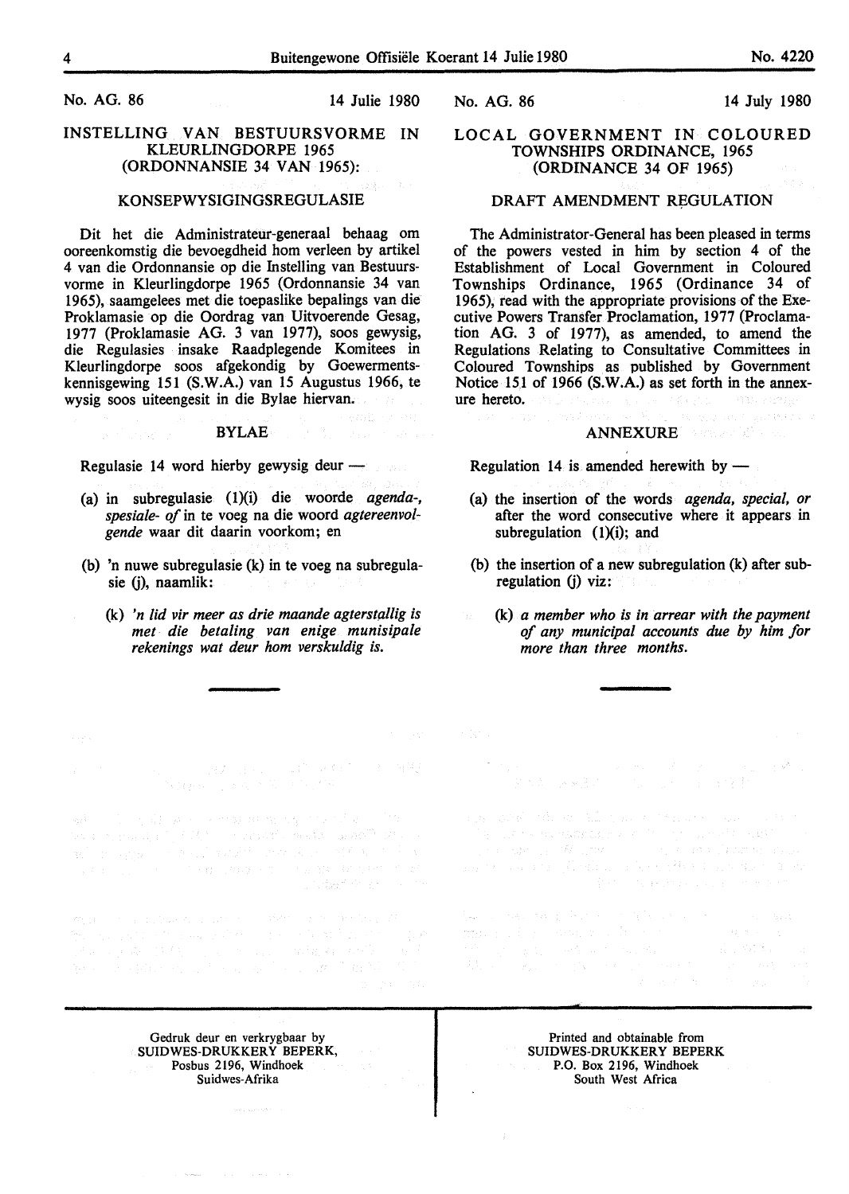No. AG. 86 14 Julie 1980

## INSTELLING VAN BESTUURSVORME IN KLEURLINGDORPE 1965 (ORDONNANSIE 34 VAN 1965):

### KONSEPWYSIGINGSREGULASIE

Dit het die Administrateur-generaal behaag om ooreenkomstig die bevoegdheid hom verleen by artikel 4 van die Ordonnansie op die Instelling van Bestuursvorme in Kleurlingdorpe 1965 (Ordonnansie 34 van 1965), saamgelees met die toepaslike bepalings van die Proklamasie op die Oordrag van Uitvoerende Gesag, 1977 (Proklamasie AG. 3 van 1977), soos gewysig, die Regulasies insake Raadplegende Komitees in Kleurlingdorpe soos afgekondig by Goewermentskennisgewing 151 (S.W.A.) van 15 Augustus 1966, te wysig soos uiteengesit in die Bylae hiervan.

### BYLAE

Regulasie 14 word hierby gewysig deur —

(a) in subregulasie (1)(i) die woorde *agenda-, spesiale- of* in te voeg na die woord *agtereenvolgende* waar dit daarin voorkom; en

(b) 'n nuwe subregulasie (k) in te voeg na subregulasie (j), naamlik:

(k) *'n lid vir meer as drie maande agterstallig is met die betaling van enige munisipale rekenings wat deur hom verskuldig is.*

---

No. AG. 86 14 July 1980

## LOCAL GOVERNMENT IN COLOURED TOWNSHIPS ORDINANCE, 1965 (ORDINANCE 34 OF 1965)

### DRAFT AMENDMENT REGULATION

The Administrator-General has been pleased in terms of the powers vested in him by section 4 of the Establishment of Local Government in Coloured Townships Ordinance, 1965 (Ordinance 34 of 1965), read with the appropriate provisions of the Executive Powers Transfer Proclamation, 1977 (Proclamation AG. 3 of 1977), as amended, to amend the Regulations Relating to Consultative Committees in Coloured Townships as published by Government Notice 151 of 1966 (S.W.A.) as set forth in the annexure hereto.

### ANNEXURE

Regulation 14 is amended herewith by —

(a) the insertion of the words *agenda, special, or* after the word consecutive where it appears in subregulation (1)(i); and

(b) the insertion of a new subregulation (k) after subregulation (j) viz:

(k) *a member who is in arrear with the payment of any municipal accounts due by him for more than three months.*

---

Gedruk deur en verkrygbaar by SUIDWES-DRUKKERY BEPERK, Posbus 2196, Windhoek Suidwes-Afrika

Printed and obtainable from SUIDWES-DRUKKERY BEPERK P.O. Box 2196, Windhoek South West Africa